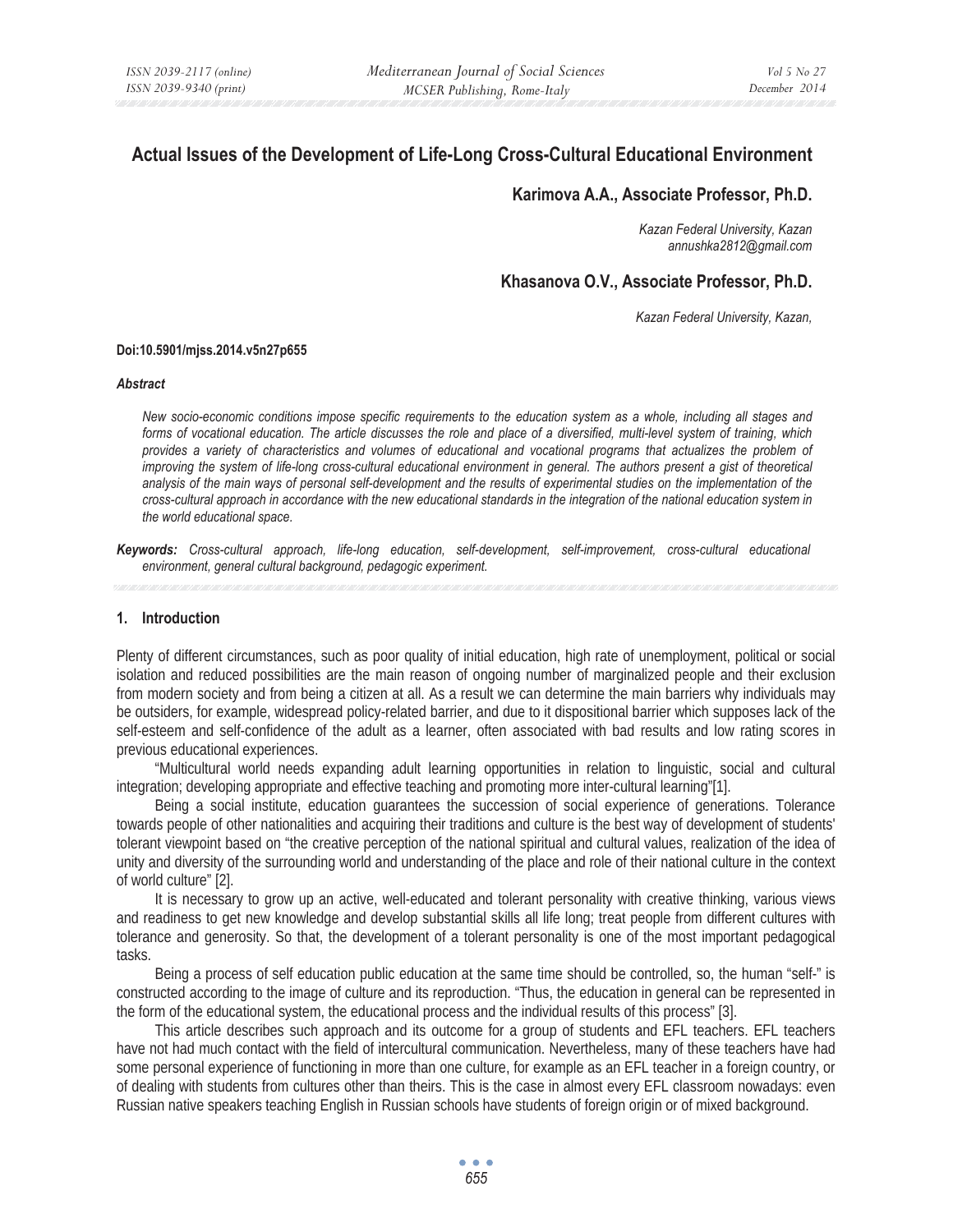# Actual Issues of the Development of Life-Long Cross-Cultural Educational Environment

**Karimova A.A., Associate Professor, Ph.D.**

*Kazan Federal University, Kazan*
*annushka2812@gmail.com*

**Khasanova O.V., Associate Professor, Ph.D.**

*Kazan Federal University, Kazan,*

**Doi:10.5901/mjss.2014.v5n27p655**

***Abstract***

*New socio-economic conditions impose specific requirements to the education system as a whole, including all stages and forms of vocational education. The article discusses the role and place of a diversified, multi-level system of training, which provides a variety of characteristics and volumes of educational and vocational programs that actualizes the problem of improving the system of life-long cross-cultural educational environment in general. The authors present a gist of theoretical analysis of the main ways of personal self-development and the results of experimental studies on the implementation of the cross-cultural approach in accordance with the new educational standards in the integration of the national education system in the world educational space.*

***Keywords:*** *Cross-cultural approach, life-long education, self-development, self-improvement, cross-cultural educational environment, general cultural background, pedagogic experiment.*

## 1. Introduction

Plenty of different circumstances, such as poor quality of initial education, high rate of unemployment, political or social isolation and reduced possibilities are the main reason of ongoing number of marginalized people and their exclusion from modern society and from being a citizen at all. As a result we can determine the main barriers why individuals may be outsiders, for example, widespread policy-related barrier, and due to it dispositional barrier which supposes lack of the self-esteem and self-confidence of the adult as a learner, often associated with bad results and low rating scores in previous educational experiences.

"Multicultural world needs expanding adult learning opportunities in relation to linguistic, social and cultural integration; developing appropriate and effective teaching and promoting more inter-cultural learning"[1].

Being a social institute, education guarantees the succession of social experience of generations. Tolerance towards people of other nationalities and acquiring their traditions and culture is the best way of development of students' tolerant viewpoint based on "the creative perception of the national spiritual and cultural values, realization of the idea of unity and diversity of the surrounding world and understanding of the place and role of their national culture in the context of world culture" [2].

It is necessary to grow up an active, well-educated and tolerant personality with creative thinking, various views and readiness to get new knowledge and develop substantial skills all life long; treat people from different cultures with tolerance and generosity. So that, the development of a tolerant personality is one of the most important pedagogical tasks.

Being a process of self education public education at the same time should be controlled, so, the human "self-" is constructed according to the image of culture and its reproduction. "Thus, the education in general can be represented in the form of the educational system, the educational process and the individual results of this process" [3].

This article describes such approach and its outcome for a group of students and EFL teachers. EFL teachers have not had much contact with the field of intercultural communication. Nevertheless, many of these teachers have had some personal experience of functioning in more than one culture, for example as an EFL teacher in a foreign country, or of dealing with students from cultures other than theirs. This is the case in almost every EFL classroom nowadays: even Russian native speakers teaching English in Russian schools have students of foreign origin or of mixed background.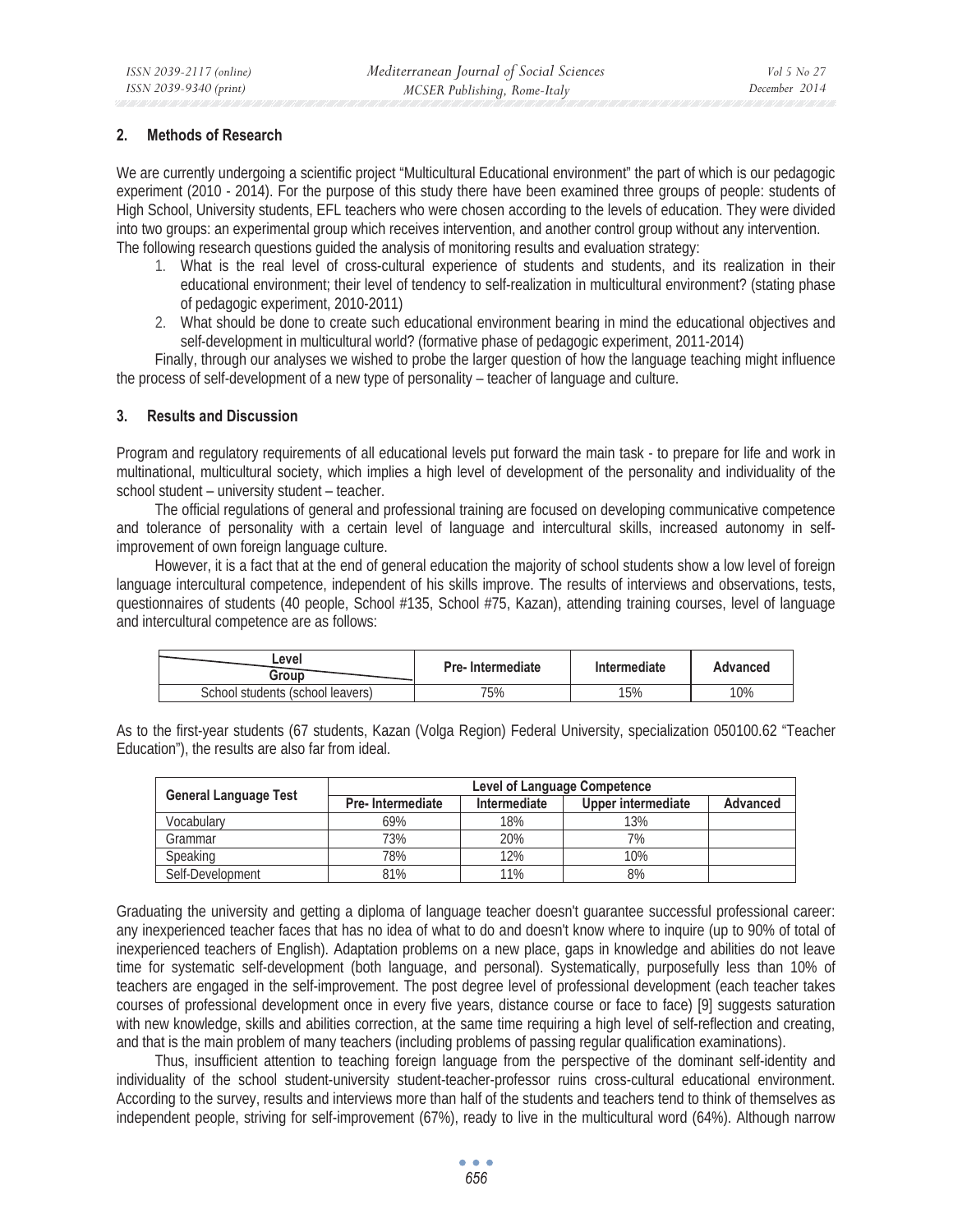## 2. Methods of Research

We are currently undergoing a scientific project "Multicultural Educational environment" the part of which is our pedagogic experiment (2010 - 2014). For the purpose of this study there have been examined three groups of people: students of High School, University students, EFL teachers who were chosen according to the levels of education. They were divided into two groups: an experimental group which receives intervention, and another control group without any intervention.

The following research questions guided the analysis of monitoring results and evaluation strategy:

1. What is the real level of cross-cultural experience of students and students, and its realization in their educational environment; their level of tendency to self-realization in multicultural environment? (stating phase of pedagogic experiment, 2010-2011)
2. What should be done to create such educational environment bearing in mind the educational objectives and self-development in multicultural world? (formative phase of pedagogic experiment, 2011-2014)

Finally, through our analyses we wished to probe the larger question of how the language teaching might influence the process of self-development of a new type of personality – teacher of language and culture.

## 3. Results and Discussion

Program and regulatory requirements of all educational levels put forward the main task - to prepare for life and work in multinational, multicultural society, which implies a high level of development of the personality and individuality of the school student – university student – teacher.

The official regulations of general and professional training are focused on developing communicative competence and tolerance of personality with a certain level of language and intercultural skills, increased autonomy in self-improvement of own foreign language culture.

However, it is a fact that at the end of general education the majority of school students show a low level of foreign language intercultural competence, independent of his skills improve. The results of interviews and observations, tests, questionnaires of students (40 people, School #135, School #75, Kazan), attending training courses, level of language and intercultural competence are as follows:

| Level / Group | Pre- Intermediate | Intermediate | Advanced |
|---|---|---|---|
| School students (school leavers) | 75% | 15% | 10% |

As to the first-year students (67 students, Kazan (Volga Region) Federal University, specialization 050100.62 "Teacher Education"), the results are also far from ideal.

| General Language Test | Level of Language Competence | | | |
|---|---|---|---|---|
| | Pre- Intermediate | Intermediate | Upper intermediate | Advanced |
| Vocabulary | 69% | 18% | 13% | |
| Grammar | 73% | 20% | 7% | |
| Speaking | 78% | 12% | 10% | |
| Self-Development | 81% | 11% | 8% | |

Graduating the university and getting a diploma of language teacher doesn't guarantee successful professional career: any inexperienced teacher faces that has no idea of what to do and doesn't know where to inquire (up to 90% of total of inexperienced teachers of English). Adaptation problems on a new place, gaps in knowledge and abilities do not leave time for systematic self-development (both language, and personal). Systematically, purposefully less than 10% of teachers are engaged in the self-improvement. The post degree level of professional development (each teacher takes courses of professional development once in every five years, distance course or face to face) [9] suggests saturation with new knowledge, skills and abilities correction, at the same time requiring a high level of self-reflection and creating, and that is the main problem of many teachers (including problems of passing regular qualification examinations).

Thus, insufficient attention to teaching foreign language from the perspective of the dominant self-identity and individuality of the school student-university student-teacher-professor ruins cross-cultural educational environment. According to the survey, results and interviews more than half of the students and teachers tend to think of themselves as independent people, striving for self-improvement (67%), ready to live in the multicultural word (64%). Although narrow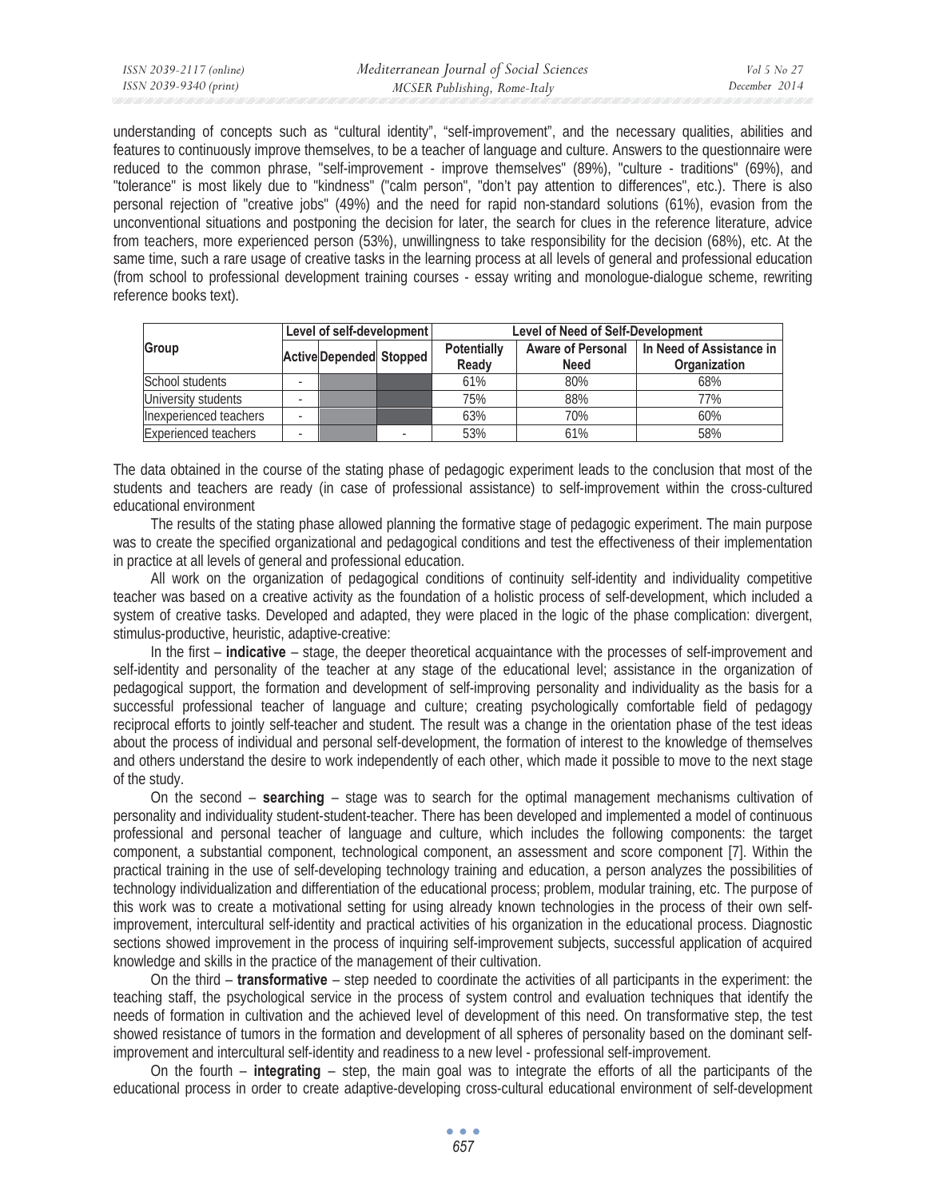understanding of concepts such as "cultural identity", "self-improvement", and the necessary qualities, abilities and features to continuously improve themselves, to be a teacher of language and culture. Answers to the questionnaire were reduced to the common phrase, "self-improvement - improve themselves" (89%), "culture - traditions" (69%), and "tolerance" is most likely due to "kindness" ("calm person", "don't pay attention to differences", etc.). There is also personal rejection of "creative jobs" (49%) and the need for rapid non-standard solutions (61%), evasion from the unconventional situations and postponing the decision for later, the search for clues in the reference literature, advice from teachers, more experienced person (53%), unwillingness to take responsibility for the decision (68%), etc. At the same time, such a rare usage of creative tasks in the learning process at all levels of general and professional education (from school to professional development training courses - essay writing and monologue-dialogue scheme, rewriting reference books text).

| Group | Level of self-development | | | Level of Need of Self-Development | | |
|---|---|---|---|---|---|---|
| | Active | Depended | Stopped | Potentially Ready | Aware of Personal Need | In Need of Assistance in Organization |
| School students | - | | | 61% | 80% | 68% |
| University students | - | | | 75% | 88% | 77% |
| Inexperienced teachers | - | | | 63% | 70% | 60% |
| Experienced teachers | - | | - | 53% | 61% | 58% |

The data obtained in the course of the stating phase of pedagogic experiment leads to the conclusion that most of the students and teachers are ready (in case of professional assistance) to self-improvement within the cross-cultured educational environment

The results of the stating phase allowed planning the formative stage of pedagogic experiment. The main purpose was to create the specified organizational and pedagogical conditions and test the effectiveness of their implementation in practice at all levels of general and professional education.

All work on the organization of pedagogical conditions of continuity self-identity and individuality competitive teacher was based on a creative activity as the foundation of a holistic process of self-development, which included a system of creative tasks. Developed and adapted, they were placed in the logic of the phase complication: divergent, stimulus-productive, heuristic, adaptive-creative:

In the first – **indicative** – stage, the deeper theoretical acquaintance with the processes of self-improvement and self-identity and personality of the teacher at any stage of the educational level; assistance in the organization of pedagogical support, the formation and development of self-improving personality and individuality as the basis for a successful professional teacher of language and culture; creating psychologically comfortable field of pedagogy reciprocal efforts to jointly self-teacher and student. The result was a change in the orientation phase of the test ideas about the process of individual and personal self-development, the formation of interest to the knowledge of themselves and others understand the desire to work independently of each other, which made it possible to move to the next stage of the study.

On the second – **searching** – stage was to search for the optimal management mechanisms cultivation of personality and individuality student-student-teacher. There has been developed and implemented a model of continuous professional and personal teacher of language and culture, which includes the following components: the target component, a substantial component, technological component, an assessment and score component [7]. Within the practical training in the use of self-developing technology training and education, a person analyzes the possibilities of technology individualization and differentiation of the educational process; problem, modular training, etc. The purpose of this work was to create a motivational setting for using already known technologies in the process of their own self-improvement, intercultural self-identity and practical activities of his organization in the educational process. Diagnostic sections showed improvement in the process of inquiring self-improvement subjects, successful application of acquired knowledge and skills in the practice of the management of their cultivation.

On the third – **transformative** – step needed to coordinate the activities of all participants in the experiment: the teaching staff, the psychological service in the process of system control and evaluation techniques that identify the needs of formation in cultivation and the achieved level of development of this need. On transformative step, the test showed resistance of tumors in the formation and development of all spheres of personality based on the dominant self-improvement and intercultural self-identity and readiness to a new level - professional self-improvement.

On the fourth – **integrating** – step, the main goal was to integrate the efforts of all the participants of the educational process in order to create adaptive-developing cross-cultural educational environment of self-development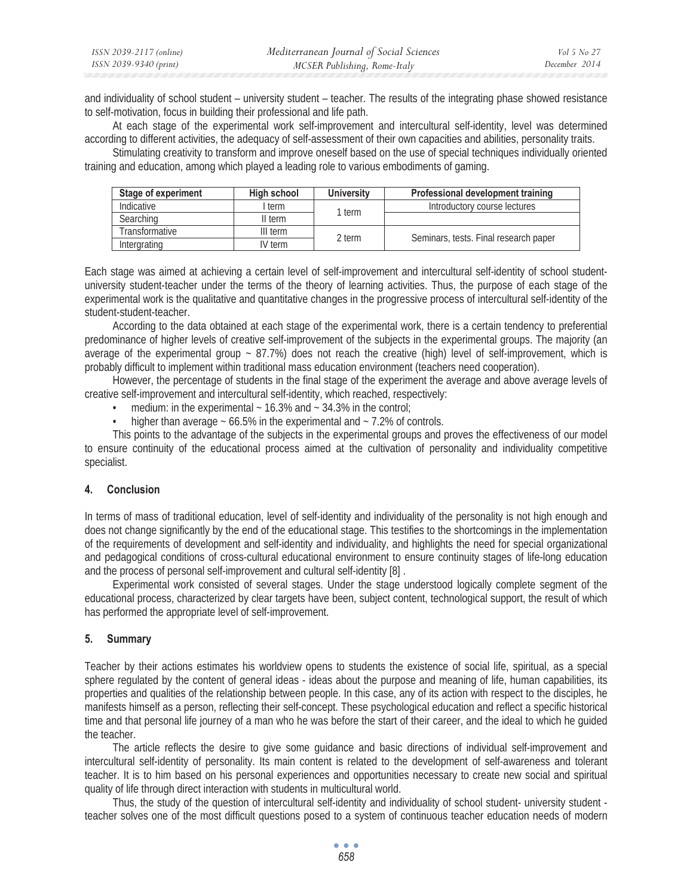and individuality of school student – university student – teacher. The results of the integrating phase showed resistance to self-motivation, focus in building their professional and life path.

At each stage of the experimental work self-improvement and intercultural self-identity, level was determined according to different activities, the adequacy of self-assessment of their own capacities and abilities, personality traits.

Stimulating creativity to transform and improve oneself based on the use of special techniques individually oriented training and education, among which played a leading role to various embodiments of gaming.

| Stage of experiment | High school | University | Professional development training |
|---|---|---|---|
| Indicative | I term | 1 term | Introductory course lectures |
| Searching | II term | | |
| Transformative | III term | 2 term | Seminars, tests. Final research paper |
| Intergrating | IV term | | |

Each stage was aimed at achieving a certain level of self-improvement and intercultural self-identity of school student-university student-teacher under the terms of the theory of learning activities. Thus, the purpose of each stage of the experimental work is the qualitative and quantitative changes in the progressive process of intercultural self-identity of the student-student-teacher.

According to the data obtained at each stage of the experimental work, there is a certain tendency to preferential predominance of higher levels of creative self-improvement of the subjects in the experimental groups. The majority (an average of the experimental group ~ 87.7%) does not reach the creative (high) level of self-improvement, which is probably difficult to implement within traditional mass education environment (teachers need cooperation).

However, the percentage of students in the final stage of the experiment the average and above average levels of creative self-improvement and intercultural self-identity, which reached, respectively:

- medium: in the experimental ~ 16.3% and ~ 34.3% in the control;
- higher than average ~ 66.5% in the experimental and ~ 7.2% of controls.

This points to the advantage of the subjects in the experimental groups and proves the effectiveness of our model to ensure continuity of the educational process aimed at the cultivation of personality and individuality competitive specialist.

## 4. Conclusion

In terms of mass of traditional education, level of self-identity and individuality of the personality is not high enough and does not change significantly by the end of the educational stage. This testifies to the shortcomings in the implementation of the requirements of development and self-identity and individuality, and highlights the need for special organizational and pedagogical conditions of cross-cultural educational environment to ensure continuity stages of life-long education and the process of personal self-improvement and cultural self-identity [8] .

Experimental work consisted of several stages. Under the stage understood logically complete segment of the educational process, characterized by clear targets have been, subject content, technological support, the result of which has performed the appropriate level of self-improvement.

## 5. Summary

Teacher by their actions estimates his worldview opens to students the existence of social life, spiritual, as a special sphere regulated by the content of general ideas - ideas about the purpose and meaning of life, human capabilities, its properties and qualities of the relationship between people. In this case, any of its action with respect to the disciples, he manifests himself as a person, reflecting their self-concept. These psychological education and reflect a specific historical time and that personal life journey of a man who he was before the start of their career, and the ideal to which he guided the teacher.

The article reflects the desire to give some guidance and basic directions of individual self-improvement and intercultural self-identity of personality. Its main content is related to the development of self-awareness and tolerant teacher. It is to him based on his personal experiences and opportunities necessary to create new social and spiritual quality of life through direct interaction with students in multicultural world.

Thus, the study of the question of intercultural self-identity and individuality of school student- university student - teacher solves one of the most difficult questions posed to a system of continuous teacher education needs of modern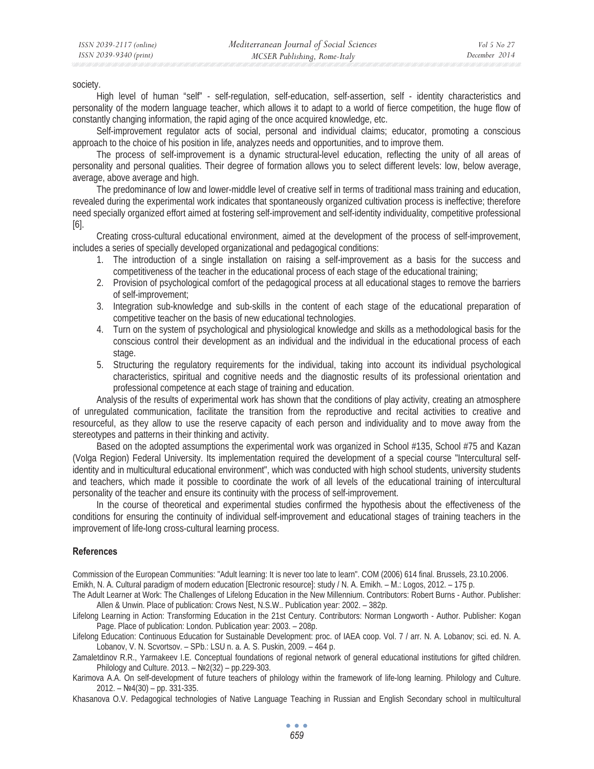society.

High level of human "self" - self-regulation, self-education, self-assertion, self - identity characteristics and personality of the modern language teacher, which allows it to adapt to a world of fierce competition, the huge flow of constantly changing information, the rapid aging of the once acquired knowledge, etc.

Self-improvement regulator acts of social, personal and individual claims; educator, promoting a conscious approach to the choice of his position in life, analyzes needs and opportunities, and to improve them.

The process of self-improvement is a dynamic structural-level education, reflecting the unity of all areas of personality and personal qualities. Their degree of formation allows you to select different levels: low, below average, average, above average and high.

The predominance of low and lower-middle level of creative self in terms of traditional mass training and education, revealed during the experimental work indicates that spontaneously organized cultivation process is ineffective; therefore need specially organized effort aimed at fostering self-improvement and self-identity individuality, competitive professional [6].

Creating cross-cultural educational environment, aimed at the development of the process of self-improvement, includes a series of specially developed organizational and pedagogical conditions:

1. The introduction of a single installation on raising a self-improvement as a basis for the success and competitiveness of the teacher in the educational process of each stage of the educational training;
2. Provision of psychological comfort of the pedagogical process at all educational stages to remove the barriers of self-improvement;
3. Integration sub-knowledge and sub-skills in the content of each stage of the educational preparation of competitive teacher on the basis of new educational technologies.
4. Turn on the system of psychological and physiological knowledge and skills as a methodological basis for the conscious control their development as an individual and the individual in the educational process of each stage.
5. Structuring the regulatory requirements for the individual, taking into account its individual psychological characteristics, spiritual and cognitive needs and the diagnostic results of its professional orientation and professional competence at each stage of training and education.

Analysis of the results of experimental work has shown that the conditions of play activity, creating an atmosphere of unregulated communication, facilitate the transition from the reproductive and recital activities to creative and resourceful, as they allow to use the reserve capacity of each person and individuality and to move away from the stereotypes and patterns in their thinking and activity.

Based on the adopted assumptions the experimental work was organized in School #135, School #75 and Kazan (Volga Region) Federal University. Its implementation required the development of a special course "Intercultural self-identity and in multicultural educational environment", which was conducted with high school students, university students and teachers, which made it possible to coordinate the work of all levels of the educational training of intercultural personality of the teacher and ensure its continuity with the process of self-improvement.

In the course of theoretical and experimental studies confirmed the hypothesis about the effectiveness of the conditions for ensuring the continuity of individual self-improvement and educational stages of training teachers in the improvement of life-long cross-cultural learning process.

## References

Commission of the European Communities: "Adult learning: It is never too late to learn". COM (2006) 614 final. Brussels, 23.10.2006.

Emikh, N. A. Cultural paradigm of modern education [Electronic resource]: study / N. A. Emikh. – M.: Logos, 2012. – 175 p.

The Adult Learner at Work: The Challenges of Lifelong Education in the New Millennium. Contributors: Robert Burns - Author. Publisher: Allen & Unwin. Place of publication: Crows Nest, N.S.W.. Publication year: 2002. – 382p.

Lifelong Learning in Action: Transforming Education in the 21st Century. Contributors: Norman Longworth - Author. Publisher: Kogan Page. Place of publication: London. Publication year: 2003. – 208p.

Lifelong Education: Continuous Education for Sustainable Development: proc. of IAEA coop. Vol. 7 / arr. N. A. Lobanov; sci. ed. N. A. Lobanov, V. N. Scvortsov. – SPb.: LSU n. a. A. S. Puskin, 2009. – 464 p.

Zamaletdinov R.R., Yarmakeev I.E. Conceptual foundations of regional network of general educational institutions for gifted children. Philology and Culture. 2013. – №2(32) – pp.229-303.

Karimova A.A. On self-development of future teachers of philology within the framework of life-long learning. Philology and Culture. 2012. – №4(30) – pp. 331-335.

Khasanova O.V. Pedagogical technologies of Native Language Teaching in Russian and English Secondary school in multilcultural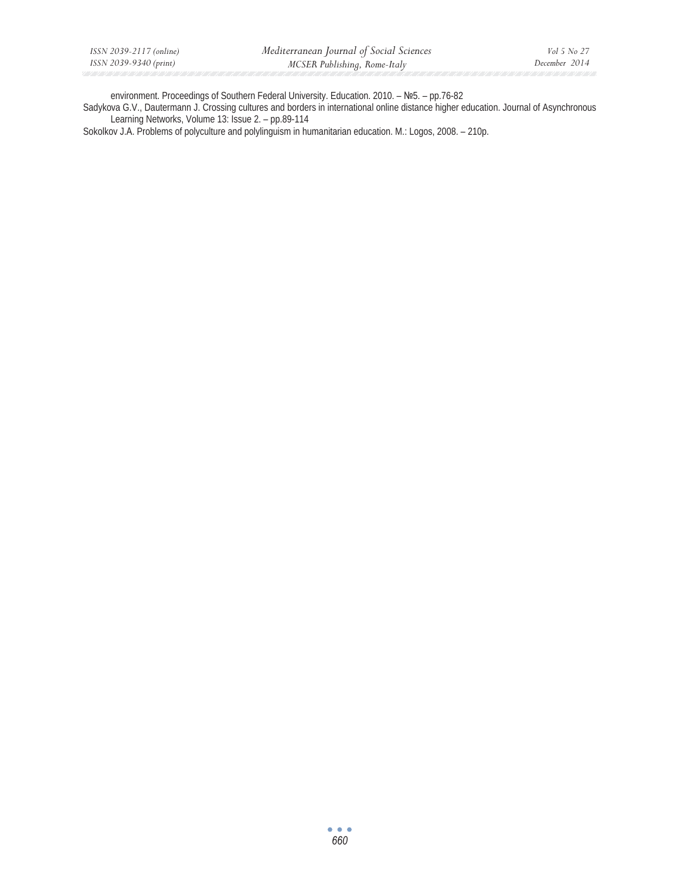environment. Proceedings of Southern Federal University. Education. 2010. – №5. – pp.76-82

Sadykova G.V., Dautermann J. Crossing cultures and borders in international online distance higher education. Journal of Asynchronous Learning Networks, Volume 13: Issue 2. – pp.89-114

Sokolkov J.A. Problems of polyculture and polylinguism in humanitarian education. M.: Logos, 2008. – 210p.